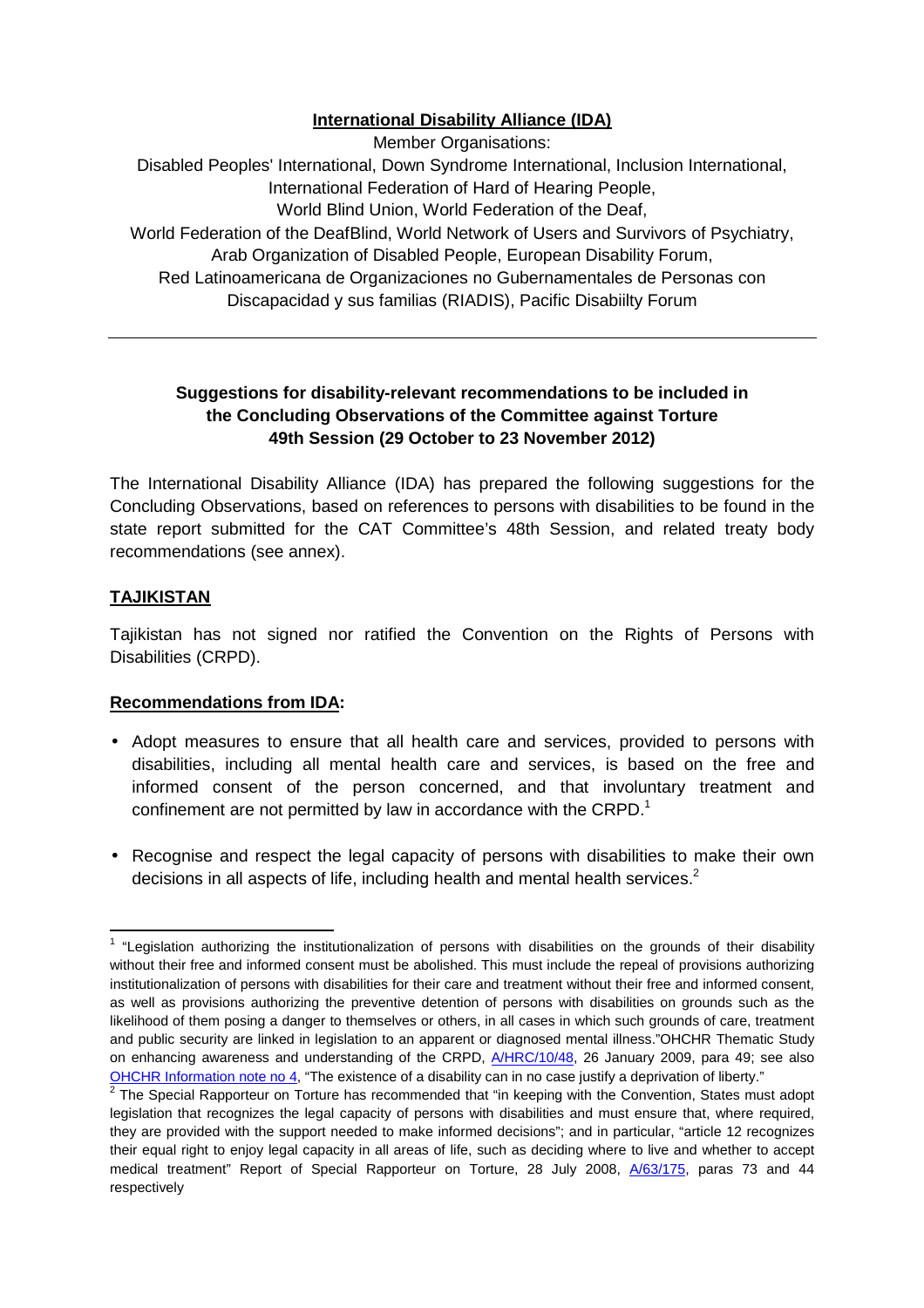**International Disability Alliance (IDA)**

Member Organisations:

Disabled Peoples' International, Down Syndrome International, Inclusion International, International Federation of Hard of Hearing People, World Blind Union, World Federation of the Deaf, World Federation of the DeafBlind, World Network of Users and Survivors of Psychiatry, Arab Organization of Disabled People, European Disability Forum, Red Latinoamericana de Organizaciones no Gubernamentales de Personas con Discapacidad y sus familias (RIADIS), Pacific Disabiilty Forum

---

**Suggestions for disability-relevant recommendations to be included in the Concluding Observations of the Committee against Torture 49th Session (29 October to 23 November 2012)**

The International Disability Alliance (IDA) has prepared the following suggestions for the Concluding Observations, based on references to persons with disabilities to be found in the state report submitted for the CAT Committee's 48th Session, and related treaty body recommendations (see annex).

**TAJIKISTAN**

Tajikistan has not signed nor ratified the Convention on the Rights of Persons with Disabilities (CRPD).

**Recommendations from IDA:**

- Adopt measures to ensure that all health care and services, provided to persons with disabilities, including all mental health care and services, is based on the free and informed consent of the person concerned, and that involuntary treatment and confinement are not permitted by law in accordance with the CRPD.[1]
- Recognise and respect the legal capacity of persons with disabilities to make their own decisions in all aspects of life, including health and mental health services.[2]

---

[1] "Legislation authorizing the institutionalization of persons with disabilities on the grounds of their disability without their free and informed consent must be abolished. This must include the repeal of provisions authorizing institutionalization of persons with disabilities for their care and treatment without their free and informed consent, as well as provisions authorizing the preventive detention of persons with disabilities on grounds such as the likelihood of them posing a danger to themselves or others, in all cases in which such grounds of care, treatment and public security are linked in legislation to an apparent or diagnosed mental illness."OHCHR Thematic Study on enhancing awareness and understanding of the CRPD, A/HRC/10/48, 26 January 2009, para 49; see also OHCHR Information note no 4, "The existence of a disability can in no case justify a deprivation of liberty."

[2] The Special Rapporteur on Torture has recommended that "in keeping with the Convention, States must adopt legislation that recognizes the legal capacity of persons with disabilities and must ensure that, where required, they are provided with the support needed to make informed decisions"; and in particular, "article 12 recognizes their equal right to enjoy legal capacity in all areas of life, such as deciding where to live and whether to accept medical treatment" Report of Special Rapporteur on Torture, 28 July 2008, A/63/175, paras 73 and 44 respectively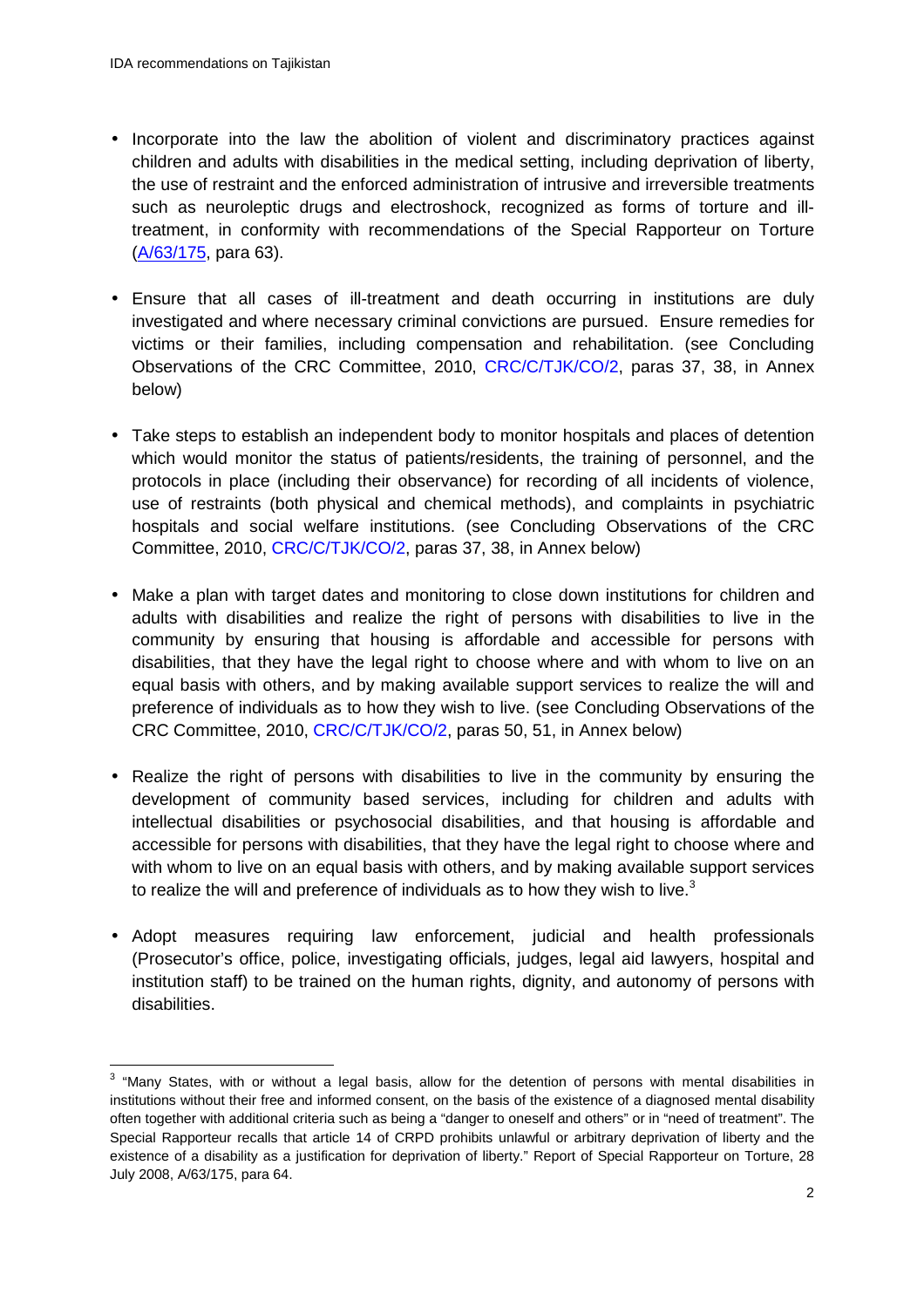- Incorporate into the law the abolition of violent and discriminatory practices against children and adults with disabilities in the medical setting, including deprivation of liberty, the use of restraint and the enforced administration of intrusive and irreversible treatments such as neuroleptic drugs and electroshock, recognized as forms of torture and ill-treatment, in conformity with recommendations of the Special Rapporteur on Torture (A/63/175, para 63).

- Ensure that all cases of ill-treatment and death occurring in institutions are duly investigated and where necessary criminal convictions are pursued. Ensure remedies for victims or their families, including compensation and rehabilitation. (see Concluding Observations of the CRC Committee, 2010, CRC/C/TJK/CO/2, paras 37, 38, in Annex below)

- Take steps to establish an independent body to monitor hospitals and places of detention which would monitor the status of patients/residents, the training of personnel, and the protocols in place (including their observance) for recording of all incidents of violence, use of restraints (both physical and chemical methods), and complaints in psychiatric hospitals and social welfare institutions. (see Concluding Observations of the CRC Committee, 2010, CRC/C/TJK/CO/2, paras 37, 38, in Annex below)

- Make a plan with target dates and monitoring to close down institutions for children and adults with disabilities and realize the right of persons with disabilities to live in the community by ensuring that housing is affordable and accessible for persons with disabilities, that they have the legal right to choose where and with whom to live on an equal basis with others, and by making available support services to realize the will and preference of individuals as to how they wish to live. (see Concluding Observations of the CRC Committee, 2010, CRC/C/TJK/CO/2, paras 50, 51, in Annex below)

- Realize the right of persons with disabilities to live in the community by ensuring the development of community based services, including for children and adults with intellectual disabilities or psychosocial disabilities, and that housing is affordable and accessible for persons with disabilities, that they have the legal right to choose where and with whom to live on an equal basis with others, and by making available support services to realize the will and preference of individuals as to how they wish to live.[3]

- Adopt measures requiring law enforcement, judicial and health professionals (Prosecutor's office, police, investigating officials, judges, legal aid lawyers, hospital and institution staff) to be trained on the human rights, dignity, and autonomy of persons with disabilities.

[3] "Many States, with or without a legal basis, allow for the detention of persons with mental disabilities in institutions without their free and informed consent, on the basis of the existence of a diagnosed mental disability often together with additional criteria such as being a "danger to oneself and others" or in "need of treatment". The Special Rapporteur recalls that article 14 of CRPD prohibits unlawful or arbitrary deprivation of liberty and the existence of a disability as a justification for deprivation of liberty." Report of Special Rapporteur on Torture, 28 July 2008, A/63/175, para 64.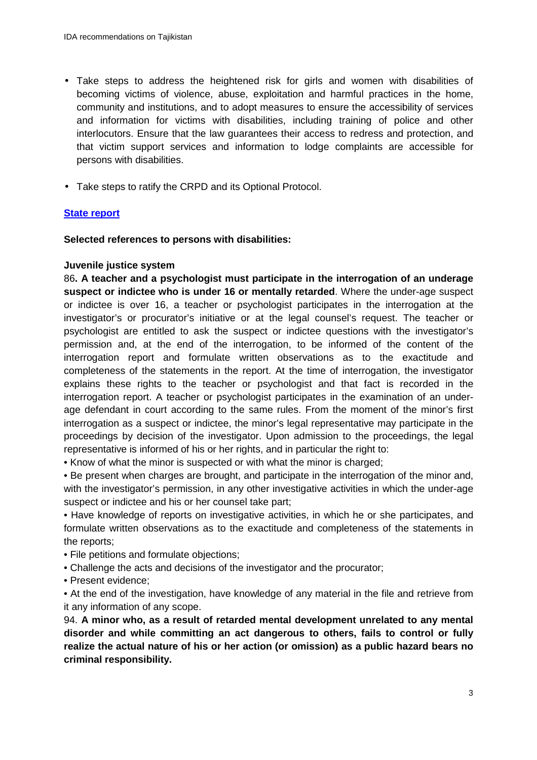- Take steps to address the heightened risk for girls and women with disabilities of becoming victims of violence, abuse, exploitation and harmful practices in the home, community and institutions, and to adopt measures to ensure the accessibility of services and information for victims with disabilities, including training of police and other interlocutors. Ensure that the law guarantees their access to redress and protection, and that victim support services and information to lodge complaints are accessible for persons with disabilities.

- Take steps to ratify the CRPD and its Optional Protocol.

**State report**

**Selected references to persons with disabilities:**

**Juvenile justice system**

86**. A teacher and a psychologist must participate in the interrogation of an underage suspect or indictee who is under 16 or mentally retarded**. Where the under-age suspect or indictee is over 16, a teacher or psychologist participates in the interrogation at the investigator's or procurator's initiative or at the legal counsel's request. The teacher or psychologist are entitled to ask the suspect or indictee questions with the investigator's permission and, at the end of the interrogation, to be informed of the content of the interrogation report and formulate written observations as to the exactitude and completeness of the statements in the report. At the time of interrogation, the investigator explains these rights to the teacher or psychologist and that fact is recorded in the interrogation report. A teacher or psychologist participates in the examination of an under-age defendant in court according to the same rules. From the moment of the minor's first interrogation as a suspect or indictee, the minor's legal representative may participate in the proceedings by decision of the investigator. Upon admission to the proceedings, the legal representative is informed of his or her rights, and in particular the right to:

- Know of what the minor is suspected or with what the minor is charged;
- Be present when charges are brought, and participate in the interrogation of the minor and, with the investigator's permission, in any other investigative activities in which the under-age suspect or indictee and his or her counsel take part;
- Have knowledge of reports on investigative activities, in which he or she participates, and formulate written observations as to the exactitude and completeness of the statements in the reports;
- File petitions and formulate objections;
- Challenge the acts and decisions of the investigator and the procurator;
- Present evidence;
- At the end of the investigation, have knowledge of any material in the file and retrieve from it any information of any scope.

94. **A minor who, as a result of retarded mental development unrelated to any mental disorder and while committing an act dangerous to others, fails to control or fully realize the actual nature of his or her action (or omission) as a public hazard bears no criminal responsibility.**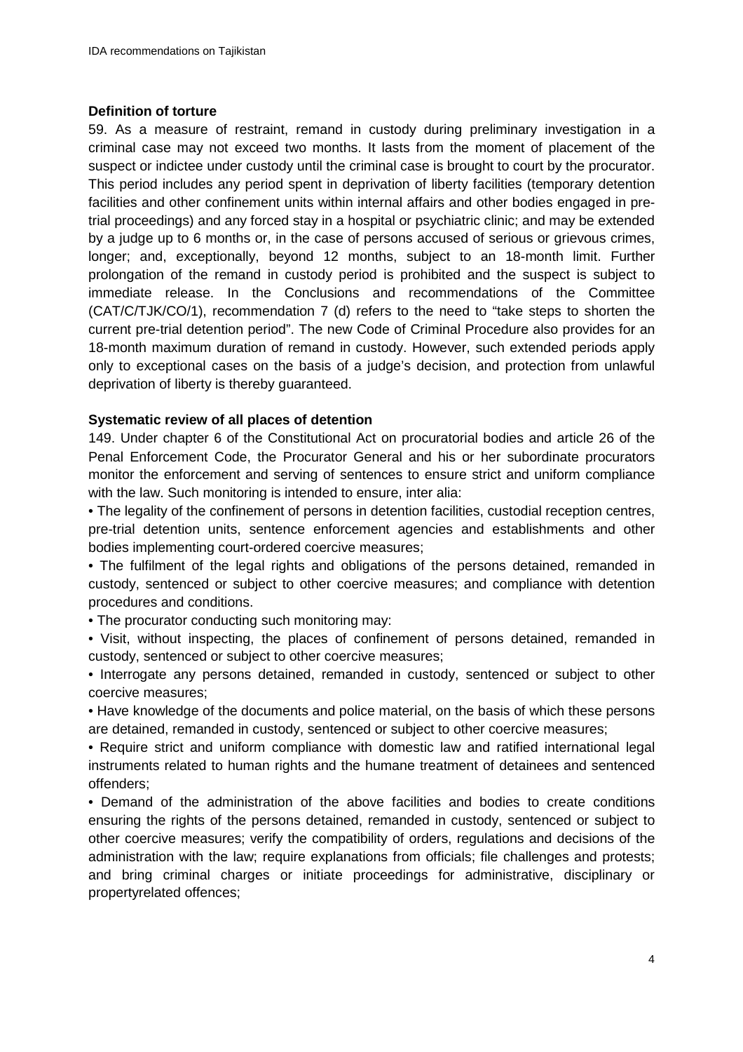**Definition of torture**

59. As a measure of restraint, remand in custody during preliminary investigation in a criminal case may not exceed two months. It lasts from the moment of placement of the suspect or indictee under custody until the criminal case is brought to court by the procurator. This period includes any period spent in deprivation of liberty facilities (temporary detention facilities and other confinement units within internal affairs and other bodies engaged in pre-trial proceedings) and any forced stay in a hospital or psychiatric clinic; and may be extended by a judge up to 6 months or, in the case of persons accused of serious or grievous crimes, longer; and, exceptionally, beyond 12 months, subject to an 18-month limit. Further prolongation of the remand in custody period is prohibited and the suspect is subject to immediate release. In the Conclusions and recommendations of the Committee (CAT/C/TJK/CO/1), recommendation 7 (d) refers to the need to "take steps to shorten the current pre-trial detention period". The new Code of Criminal Procedure also provides for an 18-month maximum duration of remand in custody. However, such extended periods apply only to exceptional cases on the basis of a judge's decision, and protection from unlawful deprivation of liberty is thereby guaranteed.

**Systematic review of all places of detention**

149. Under chapter 6 of the Constitutional Act on procuratorial bodies and article 26 of the Penal Enforcement Code, the Procurator General and his or her subordinate procurators monitor the enforcement and serving of sentences to ensure strict and uniform compliance with the law. Such monitoring is intended to ensure, inter alia:

- The legality of the confinement of persons in detention facilities, custodial reception centres, pre-trial detention units, sentence enforcement agencies and establishments and other bodies implementing court-ordered coercive measures;
- The fulfilment of the legal rights and obligations of the persons detained, remanded in custody, sentenced or subject to other coercive measures; and compliance with detention procedures and conditions.
- The procurator conducting such monitoring may:
- Visit, without inspecting, the places of confinement of persons detained, remanded in custody, sentenced or subject to other coercive measures;
- Interrogate any persons detained, remanded in custody, sentenced or subject to other coercive measures;
- Have knowledge of the documents and police material, on the basis of which these persons are detained, remanded in custody, sentenced or subject to other coercive measures;
- Require strict and uniform compliance with domestic law and ratified international legal instruments related to human rights and the humane treatment of detainees and sentenced offenders;
- Demand of the administration of the above facilities and bodies to create conditions ensuring the rights of the persons detained, remanded in custody, sentenced or subject to other coercive measures; verify the compatibility of orders, regulations and decisions of the administration with the law; require explanations from officials; file challenges and protests; and bring criminal charges or initiate proceedings for administrative, disciplinary or propertyrelated offences;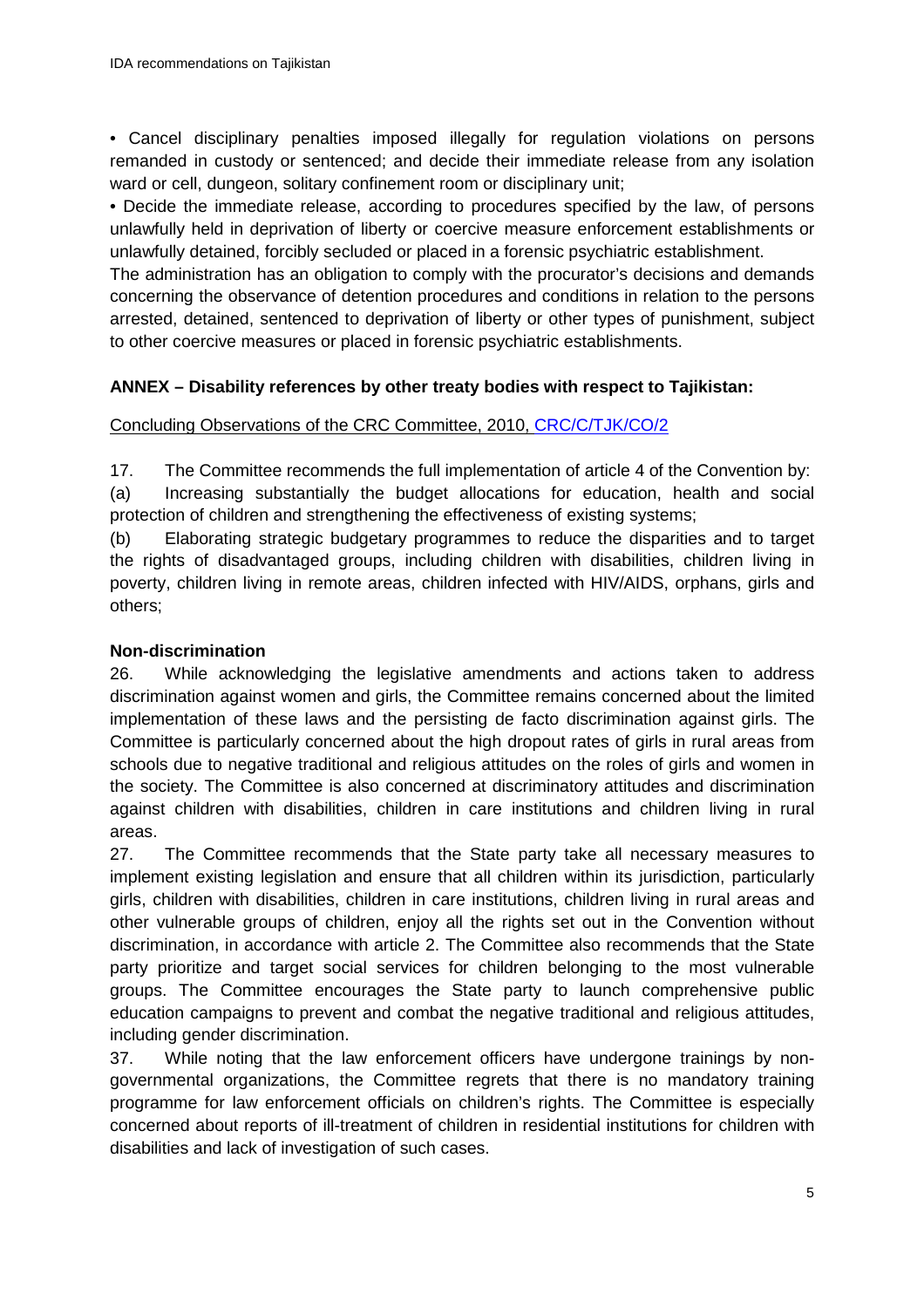- Cancel disciplinary penalties imposed illegally for regulation violations on persons remanded in custody or sentenced; and decide their immediate release from any isolation ward or cell, dungeon, solitary confinement room or disciplinary unit;
- Decide the immediate release, according to procedures specified by the law, of persons unlawfully held in deprivation of liberty or coercive measure enforcement establishments or unlawfully detained, forcibly secluded or placed in a forensic psychiatric establishment.

The administration has an obligation to comply with the procurator's decisions and demands concerning the observance of detention procedures and conditions in relation to the persons arrested, detained, sentenced to deprivation of liberty or other types of punishment, subject to other coercive measures or placed in forensic psychiatric establishments.

## ANNEX – Disability references by other treaty bodies with respect to Tajikistan:

Concluding Observations of the CRC Committee, 2010, CRC/C/TJK/CO/2

17. The Committee recommends the full implementation of article 4 of the Convention by:

(a) Increasing substantially the budget allocations for education, health and social protection of children and strengthening the effectiveness of existing systems;

(b) Elaborating strategic budgetary programmes to reduce the disparities and to target the rights of disadvantaged groups, including children with disabilities, children living in poverty, children living in remote areas, children infected with HIV/AIDS, orphans, girls and others;

### Non-discrimination

26. While acknowledging the legislative amendments and actions taken to address discrimination against women and girls, the Committee remains concerned about the limited implementation of these laws and the persisting de facto discrimination against girls. The Committee is particularly concerned about the high dropout rates of girls in rural areas from schools due to negative traditional and religious attitudes on the roles of girls and women in the society. The Committee is also concerned at discriminatory attitudes and discrimination against children with disabilities, children in care institutions and children living in rural areas.

27. The Committee recommends that the State party take all necessary measures to implement existing legislation and ensure that all children within its jurisdiction, particularly girls, children with disabilities, children in care institutions, children living in rural areas and other vulnerable groups of children, enjoy all the rights set out in the Convention without discrimination, in accordance with article 2. The Committee also recommends that the State party prioritize and target social services for children belonging to the most vulnerable groups. The Committee encourages the State party to launch comprehensive public education campaigns to prevent and combat the negative traditional and religious attitudes, including gender discrimination.

37. While noting that the law enforcement officers have undergone trainings by non-governmental organizations, the Committee regrets that there is no mandatory training programme for law enforcement officials on children's rights. The Committee is especially concerned about reports of ill-treatment of children in residential institutions for children with disabilities and lack of investigation of such cases.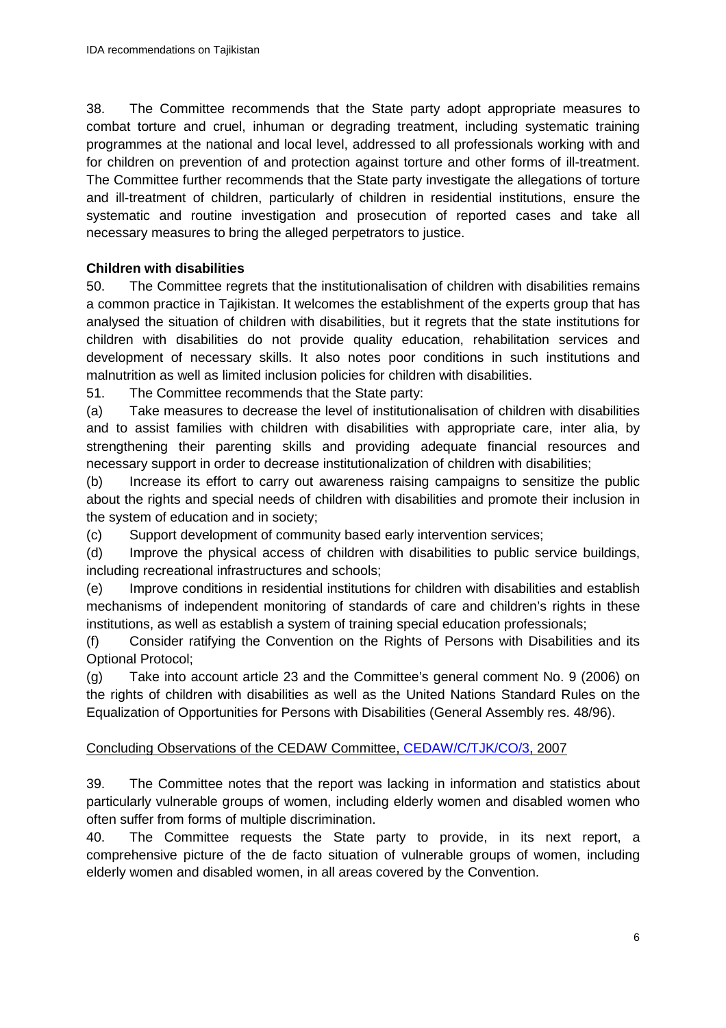38. The Committee recommends that the State party adopt appropriate measures to combat torture and cruel, inhuman or degrading treatment, including systematic training programmes at the national and local level, addressed to all professionals working with and for children on prevention of and protection against torture and other forms of ill-treatment. The Committee further recommends that the State party investigate the allegations of torture and ill-treatment of children, particularly of children in residential institutions, ensure the systematic and routine investigation and prosecution of reported cases and take all necessary measures to bring the alleged perpetrators to justice.

**Children with disabilities**

50. The Committee regrets that the institutionalisation of children with disabilities remains a common practice in Tajikistan. It welcomes the establishment of the experts group that has analysed the situation of children with disabilities, but it regrets that the state institutions for children with disabilities do not provide quality education, rehabilitation services and development of necessary skills. It also notes poor conditions in such institutions and malnutrition as well as limited inclusion policies for children with disabilities.

51. The Committee recommends that the State party:

(a) Take measures to decrease the level of institutionalisation of children with disabilities and to assist families with children with disabilities with appropriate care, inter alia, by strengthening their parenting skills and providing adequate financial resources and necessary support in order to decrease institutionalization of children with disabilities;

(b) Increase its effort to carry out awareness raising campaigns to sensitize the public about the rights and special needs of children with disabilities and promote their inclusion in the system of education and in society;

(c) Support development of community based early intervention services;

(d) Improve the physical access of children with disabilities to public service buildings, including recreational infrastructures and schools;

(e) Improve conditions in residential institutions for children with disabilities and establish mechanisms of independent monitoring of standards of care and children's rights in these institutions, as well as establish a system of training special education professionals;

(f) Consider ratifying the Convention on the Rights of Persons with Disabilities and its Optional Protocol;

(g) Take into account article 23 and the Committee's general comment No. 9 (2006) on the rights of children with disabilities as well as the United Nations Standard Rules on the Equalization of Opportunities for Persons with Disabilities (General Assembly res. 48/96).

Concluding Observations of the CEDAW Committee, CEDAW/C/TJK/CO/3, 2007

39. The Committee notes that the report was lacking in information and statistics about particularly vulnerable groups of women, including elderly women and disabled women who often suffer from forms of multiple discrimination.

40. The Committee requests the State party to provide, in its next report, a comprehensive picture of the de facto situation of vulnerable groups of women, including elderly women and disabled women, in all areas covered by the Convention.